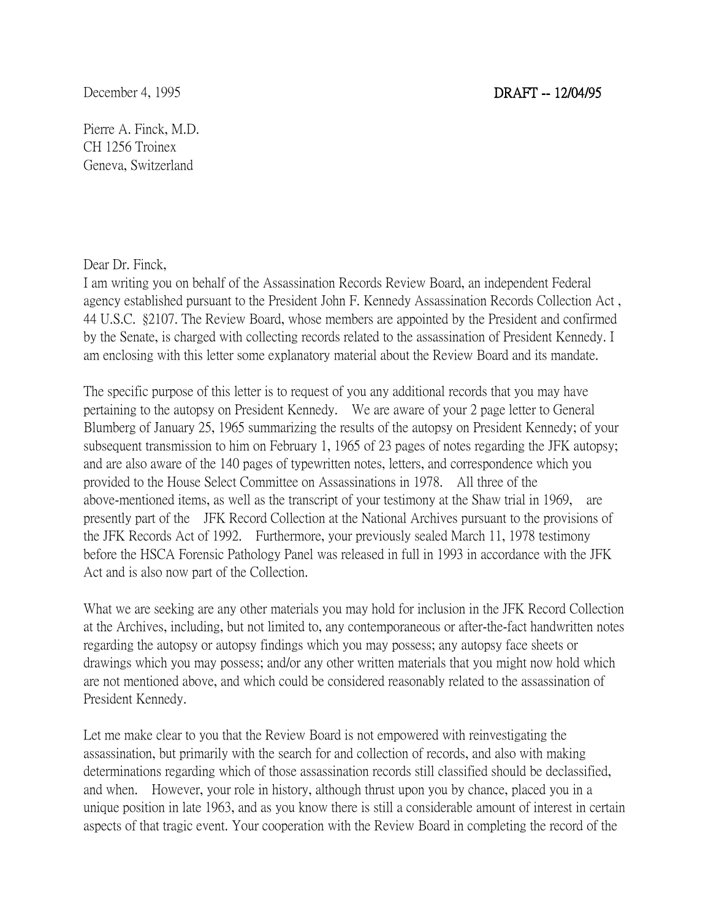December 4, 1995 **DRAFT -- 12/04/95**

Pierre A. Finck, M.D.
CH 1256 Troinex
Geneva, Switzerland

Dear Dr. Finck,

I am writing you on behalf of the Assassination Records Review Board, an independent Federal agency established pursuant to the President John F. Kennedy Assassination Records Collection Act , 44 U.S.C. §2107. The Review Board, whose members are appointed by the President and confirmed by the Senate, is charged with collecting records related to the assassination of President Kennedy. I am enclosing with this letter some explanatory material about the Review Board and its mandate.

The specific purpose of this letter is to request of you any additional records that you may have pertaining to the autopsy on President Kennedy. We are aware of your 2 page letter to General Blumberg of January 25, 1965 summarizing the results of the autopsy on President Kennedy; of your subsequent transmission to him on February 1, 1965 of 23 pages of notes regarding the JFK autopsy; and are also aware of the 140 pages of typewritten notes, letters, and correspondence which you provided to the House Select Committee on Assassinations in 1978. All three of the above-mentioned items, as well as the transcript of your testimony at the Shaw trial in 1969, are presently part of the JFK Record Collection at the National Archives pursuant to the provisions of the JFK Records Act of 1992. Furthermore, your previously sealed March 11, 1978 testimony before the HSCA Forensic Pathology Panel was released in full in 1993 in accordance with the JFK Act and is also now part of the Collection.

What we are seeking are any other materials you may hold for inclusion in the JFK Record Collection at the Archives, including, but not limited to, any contemporaneous or after-the-fact handwritten notes regarding the autopsy or autopsy findings which you may possess; any autopsy face sheets or drawings which you may possess; and/or any other written materials that you might now hold which are not mentioned above, and which could be considered reasonably related to the assassination of President Kennedy.

Let me make clear to you that the Review Board is not empowered with reinvestigating the assassination, but primarily with the search for and collection of records, and also with making determinations regarding which of those assassination records still classified should be declassified, and when. However, your role in history, although thrust upon you by chance, placed you in a unique position in late 1963, and as you know there is still a considerable amount of interest in certain aspects of that tragic event. Your cooperation with the Review Board in completing the record of the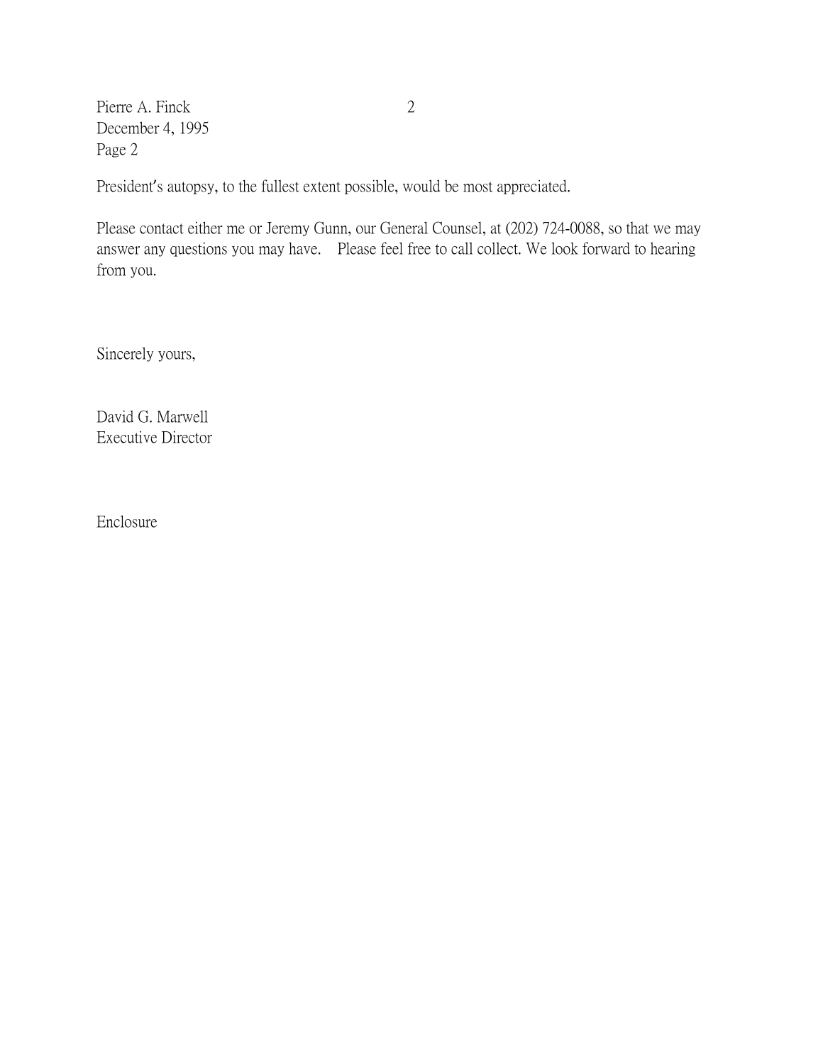President's autopsy, to the fullest extent possible, would be most appreciated.

Please contact either me or Jeremy Gunn, our General Counsel, at (202) 724-0088, so that we may answer any questions you may have. Please feel free to call collect. We look forward to hearing from you.

Sincerely yours,

David G. Marwell
Executive Director

Enclosure